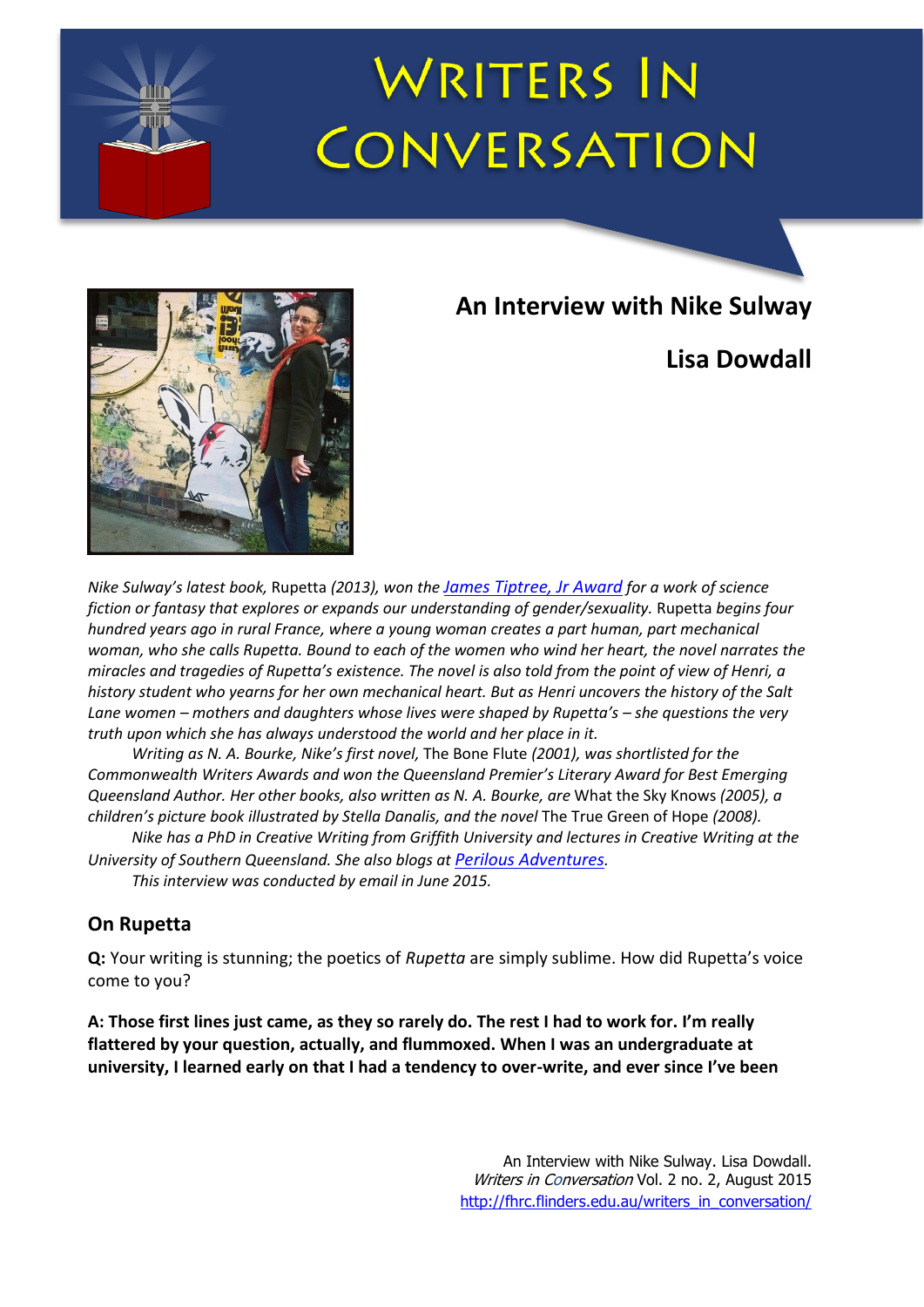# Writers In Conversation

## An Interview with Nike Sulway

**Lisa Dowdall**

*Nike Sulway's latest book,* Rupetta *(2013), won the [James Tiptree, Jr Award] for a work of science fiction or fantasy that explores or expands our understanding of gender/sexuality.* Rupetta *begins four hundred years ago in rural France, where a young woman creates a part human, part mechanical woman, who she calls Rupetta. Bound to each of the women who wind her heart, the novel narrates the miracles and tragedies of Rupetta's existence. The novel is also told from the point of view of Henri, a history student who yearns for her own mechanical heart. But as Henri uncovers the history of the Salt Lane women – mothers and daughters whose lives were shaped by Rupetta's – she questions the very truth upon which she has always understood the world and her place in it.*

*Writing as N. A. Bourke, Nike's first novel,* The Bone Flute *(2001), was shortlisted for the Commonwealth Writers Awards and won the Queensland Premier's Literary Award for Best Emerging Queensland Author. Her other books, also written as N. A. Bourke, are* What the Sky Knows *(2005), a children's picture book illustrated by Stella Danalis, and the novel* The True Green of Hope *(2008).*

*Nike has a PhD in Creative Writing from Griffith University and lectures in Creative Writing at the University of Southern Queensland. She also blogs at [Perilous Adventures].*

*This interview was conducted by email in June 2015.*

### On Rupetta

**Q:** Your writing is stunning; the poetics of *Rupetta* are simply sublime. How did Rupetta's voice come to you?

**A: Those first lines just came, as they so rarely do. The rest I had to work for. I'm really flattered by your question, actually, and flummoxed. When I was an undergraduate at university, I learned early on that I had a tendency to over-write, and ever since I've been**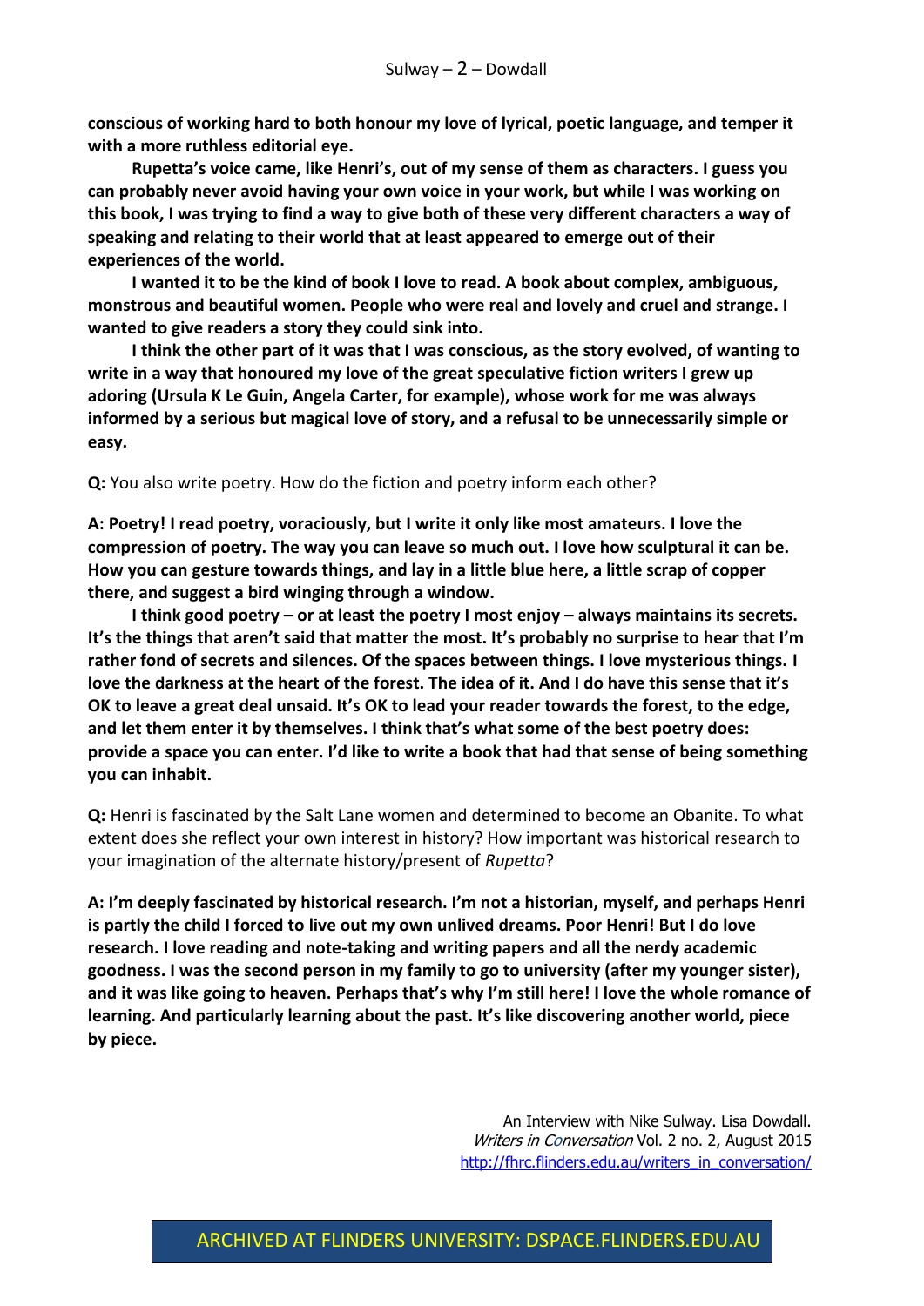**conscious of working hard to both honour my love of lyrical, poetic language, and temper it with a more ruthless editorial eye.**

**Rupetta's voice came, like Henri's, out of my sense of them as characters. I guess you can probably never avoid having your own voice in your work, but while I was working on this book, I was trying to find a way to give both of these very different characters a way of speaking and relating to their world that at least appeared to emerge out of their experiences of the world.**

**I wanted it to be the kind of book I love to read. A book about complex, ambiguous, monstrous and beautiful women. People who were real and lovely and cruel and strange. I wanted to give readers a story they could sink into.**

**I think the other part of it was that I was conscious, as the story evolved, of wanting to write in a way that honoured my love of the great speculative fiction writers I grew up adoring (Ursula K Le Guin, Angela Carter, for example), whose work for me was always informed by a serious but magical love of story, and a refusal to be unnecessarily simple or easy.**

**Q:** You also write poetry. How do the fiction and poetry inform each other?

**A: Poetry! I read poetry, voraciously, but I write it only like most amateurs. I love the compression of poetry. The way you can leave so much out. I love how sculptural it can be. How you can gesture towards things, and lay in a little blue here, a little scrap of copper there, and suggest a bird winging through a window.**

**I think good poetry – or at least the poetry I most enjoy – always maintains its secrets. It's the things that aren't said that matter the most. It's probably no surprise to hear that I'm rather fond of secrets and silences. Of the spaces between things. I love mysterious things. I love the darkness at the heart of the forest. The idea of it. And I do have this sense that it's OK to leave a great deal unsaid. It's OK to lead your reader towards the forest, to the edge, and let them enter it by themselves. I think that's what some of the best poetry does: provide a space you can enter. I'd like to write a book that had that sense of being something you can inhabit.**

**Q:** Henri is fascinated by the Salt Lane women and determined to become an Obanite. To what extent does she reflect your own interest in history? How important was historical research to your imagination of the alternate history/present of *Rupetta*?

**A: I'm deeply fascinated by historical research. I'm not a historian, myself, and perhaps Henri is partly the child I forced to live out my own unlived dreams. Poor Henri! But I do love research. I love reading and note-taking and writing papers and all the nerdy academic goodness. I was the second person in my family to go to university (after my younger sister), and it was like going to heaven. Perhaps that's why I'm still here! I love the whole romance of learning. And particularly learning about the past. It's like discovering another world, piece by piece.**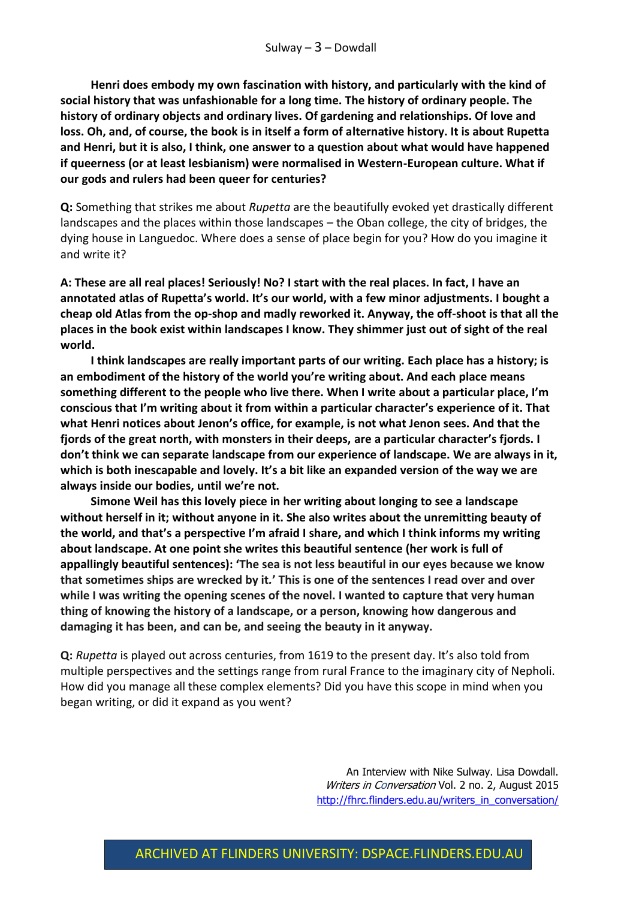**Henri does embody my own fascination with history, and particularly with the kind of social history that was unfashionable for a long time. The history of ordinary people. The history of ordinary objects and ordinary lives. Of gardening and relationships. Of love and loss. Oh, and, of course, the book is in itself a form of alternative history. It is about Rupetta and Henri, but it is also, I think, one answer to a question about what would have happened if queerness (or at least lesbianism) were normalised in Western-European culture. What if our gods and rulers had been queer for centuries?**

**Q:** Something that strikes me about *Rupetta* are the beautifully evoked yet drastically different landscapes and the places within those landscapes – the Oban college, the city of bridges, the dying house in Languedoc. Where does a sense of place begin for you? How do you imagine it and write it?

**A: These are all real places! Seriously! No? I start with the real places. In fact, I have an annotated atlas of Rupetta's world. It's our world, with a few minor adjustments. I bought a cheap old Atlas from the op-shop and madly reworked it. Anyway, the off-shoot is that all the places in the book exist within landscapes I know. They shimmer just out of sight of the real world.**

**I think landscapes are really important parts of our writing. Each place has a history; is an embodiment of the history of the world you're writing about. And each place means something different to the people who live there. When I write about a particular place, I'm conscious that I'm writing about it from within a particular character's experience of it. That what Henri notices about Jenon's office, for example, is not what Jenon sees. And that the fjords of the great north, with monsters in their deeps, are a particular character's fjords. I don't think we can separate landscape from our experience of landscape. We are always in it, which is both inescapable and lovely. It's a bit like an expanded version of the way we are always inside our bodies, until we're not.**

**Simone Weil has this lovely piece in her writing about longing to see a landscape without herself in it; without anyone in it. She also writes about the unremitting beauty of the world, and that's a perspective I'm afraid I share, and which I think informs my writing about landscape. At one point she writes this beautiful sentence (her work is full of appallingly beautiful sentences): 'The sea is not less beautiful in our eyes because we know that sometimes ships are wrecked by it.' This is one of the sentences I read over and over while I was writing the opening scenes of the novel. I wanted to capture that very human thing of knowing the history of a landscape, or a person, knowing how dangerous and damaging it has been, and can be, and seeing the beauty in it anyway.**

**Q:** *Rupetta* is played out across centuries, from 1619 to the present day. It's also told from multiple perspectives and the settings range from rural France to the imaginary city of Nepholi. How did you manage all these complex elements? Did you have this scope in mind when you began writing, or did it expand as you went?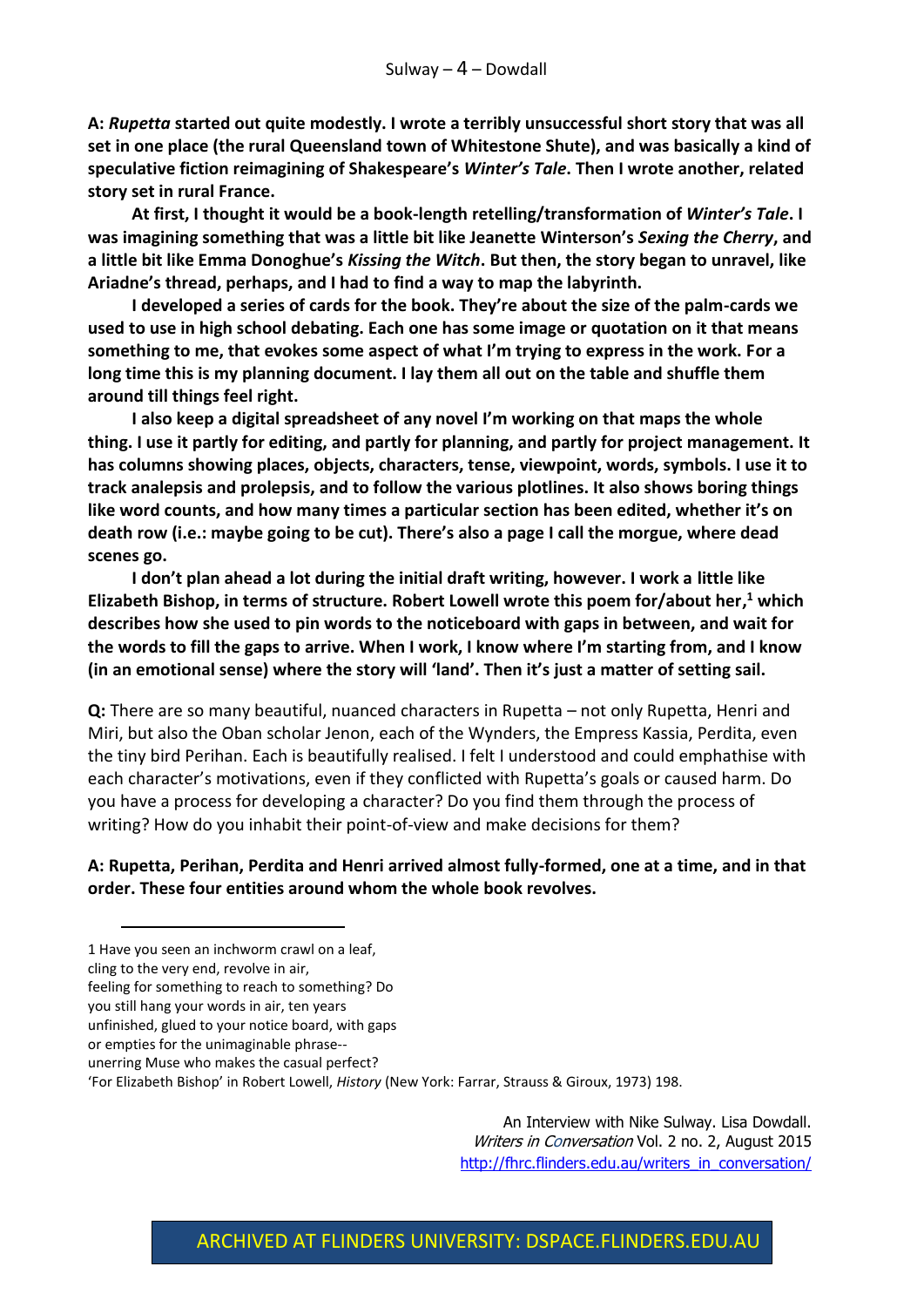**A: *Rupetta* started out quite modestly. I wrote a terribly unsuccessful short story that was all set in one place (the rural Queensland town of Whitestone Shute), and was basically a kind of speculative fiction reimagining of Shakespeare's *Winter's Tale*. Then I wrote another, related story set in rural France.**

**At first, I thought it would be a book-length retelling/transformation of *Winter's Tale*. I was imagining something that was a little bit like Jeanette Winterson's *Sexing the Cherry*, and a little bit like Emma Donoghue's *Kissing the Witch*. But then, the story began to unravel, like Ariadne's thread, perhaps, and I had to find a way to map the labyrinth.**

**I developed a series of cards for the book. They're about the size of the palm-cards we used to use in high school debating. Each one has some image or quotation on it that means something to me, that evokes some aspect of what I'm trying to express in the work. For a long time this is my planning document. I lay them all out on the table and shuffle them around till things feel right.**

**I also keep a digital spreadsheet of any novel I'm working on that maps the whole thing. I use it partly for editing, and partly for planning, and partly for project management. It has columns showing places, objects, characters, tense, viewpoint, words, symbols. I use it to track analepsis and prolepsis, and to follow the various plotlines. It also shows boring things like word counts, and how many times a particular section has been edited, whether it's on death row (i.e.: maybe going to be cut). There's also a page I call the morgue, where dead scenes go.**

**I don't plan ahead a lot during the initial draft writing, however. I work a little like Elizabeth Bishop, in terms of structure. Robert Lowell wrote this poem for/about her,[1] which describes how she used to pin words to the noticeboard with gaps in between, and wait for the words to fill the gaps to arrive. When I work, I know where I'm starting from, and I know (in an emotional sense) where the story will 'land'. Then it's just a matter of setting sail.**

**Q:** There are so many beautiful, nuanced characters in Rupetta – not only Rupetta, Henri and Miri, but also the Oban scholar Jenon, each of the Wynders, the Empress Kassia, Perdita, even the tiny bird Perihan. Each is beautifully realised. I felt I understood and could emphathise with each character's motivations, even if they conflicted with Rupetta's goals or caused harm. Do you have a process for developing a character? Do you find them through the process of writing? How do you inhabit their point-of-view and make decisions for them?

**A: Rupetta, Perihan, Perdita and Henri arrived almost fully-formed, one at a time, and in that order. These four entities around whom the whole book revolves.**

---

1 Have you seen an inchworm crawl on a leaf,
cling to the very end, revolve in air,
feeling for something to reach to something? Do
you still hang your words in air, ten years
unfinished, glued to your notice board, with gaps
or empties for the unimaginable phrase--
unerring Muse who makes the casual perfect?
'For Elizabeth Bishop' in Robert Lowell, *History* (New York: Farrar, Strauss & Giroux, 1973) 198.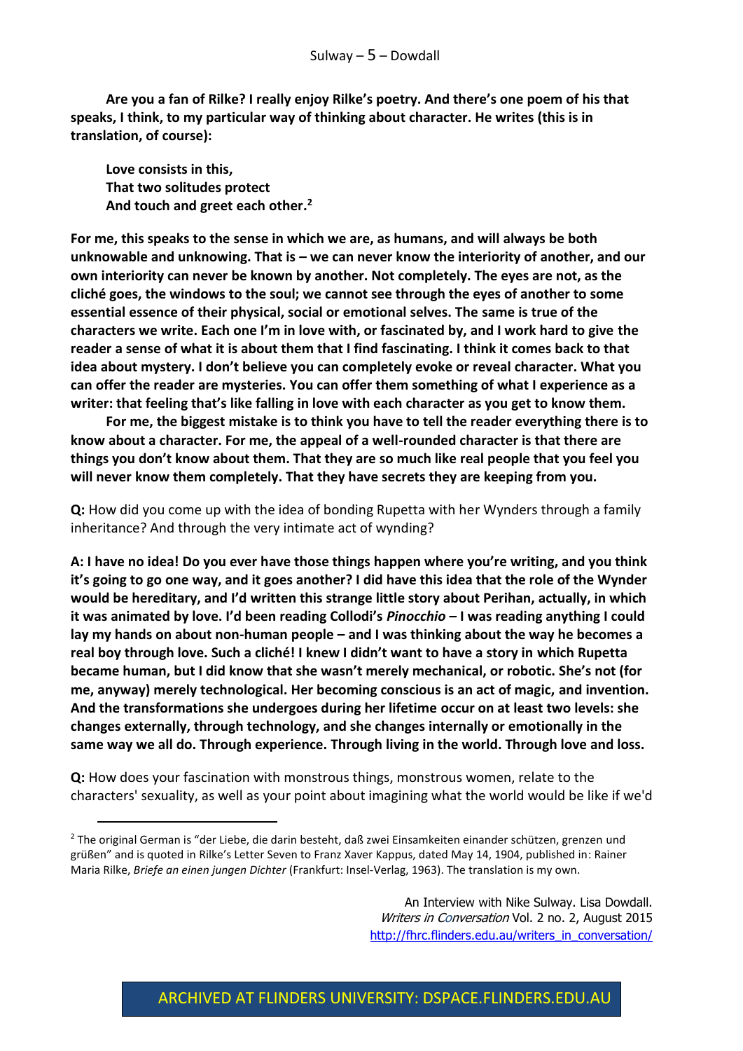**Are you a fan of Rilke? I really enjoy Rilke's poetry. And there's one poem of his that speaks, I think, to my particular way of thinking about character. He writes (this is in translation, of course):**

> **Love consists in this,**
> **That two solitudes protect**
> **And touch and greet each other.**[2]

**For me, this speaks to the sense in which we are, as humans, and will always be both unknowable and unknowing. That is – we can never know the interiority of another, and our own interiority can never be known by another. Not completely. The eyes are not, as the cliché goes, the windows to the soul; we cannot see through the eyes of another to some essential essence of their physical, social or emotional selves. The same is true of the characters we write. Each one I'm in love with, or fascinated by, and I work hard to give the reader a sense of what it is about them that I find fascinating. I think it comes back to that idea about mystery. I don't believe you can completely evoke or reveal character. What you can offer the reader are mysteries. You can offer them something of what I experience as a writer: that feeling that's like falling in love with each character as you get to know them.**

**For me, the biggest mistake is to think you have to tell the reader everything there is to know about a character. For me, the appeal of a well-rounded character is that there are things you don't know about them. That they are so much like real people that you feel you will never know them completely. That they have secrets they are keeping from you.**

**Q:** How did you come up with the idea of bonding Rupetta with her Wynders through a family inheritance? And through the very intimate act of wynding?

**A: I have no idea! Do you ever have those things happen where you're writing, and you think it's going to go one way, and it goes another? I did have this idea that the role of the Wynder would be hereditary, and I'd written this strange little story about Perihan, actually, in which it was animated by love. I'd been reading Collodi's *Pinocchio* – I was reading anything I could lay my hands on about non-human people – and I was thinking about the way he becomes a real boy through love. Such a cliché! I knew I didn't want to have a story in which Rupetta became human, but I did know that she wasn't merely mechanical, or robotic. She's not (for me, anyway) merely technological. Her becoming conscious is an act of magic, and invention. And the transformations she undergoes during her lifetime occur on at least two levels: she changes externally, through technology, and she changes internally or emotionally in the same way we all do. Through experience. Through living in the world. Through love and loss.**

**Q:** How does your fascination with monstrous things, monstrous women, relate to the characters' sexuality, as well as your point about imagining what the world would be like if we'd

---

[2] The original German is "der Liebe, die darin besteht, daß zwei Einsamkeiten einander schützen, grenzen und grüßen" and is quoted in Rilke's Letter Seven to Franz Xaver Kappus, dated May 14, 1904, published in: Rainer Maria Rilke, *Briefe an einen jungen Dichter* (Frankfurt: Insel-Verlag, 1963). The translation is my own.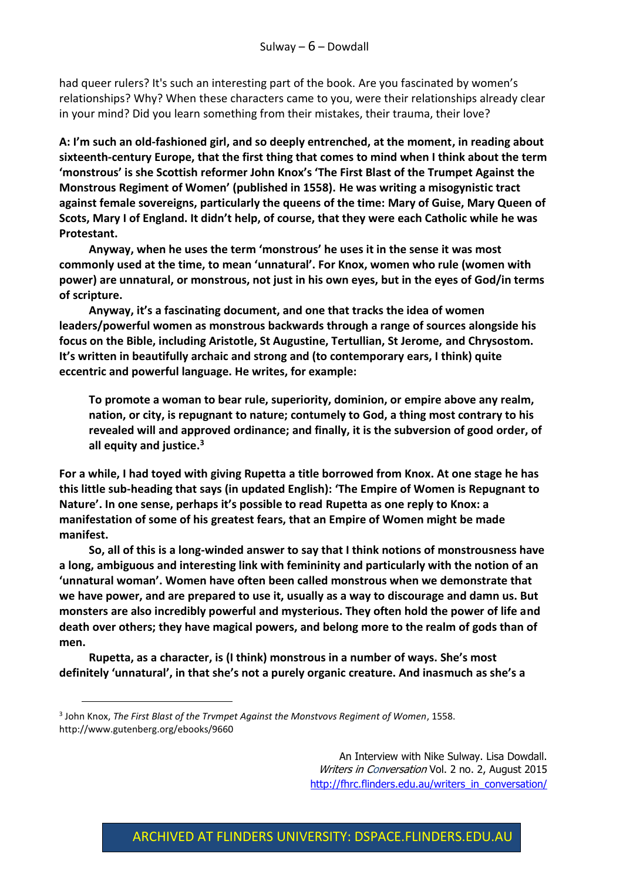had queer rulers? It's such an interesting part of the book. Are you fascinated by women's relationships? Why? When these characters came to you, were their relationships already clear in your mind? Did you learn something from their mistakes, their trauma, their love?

**A: I'm such an old-fashioned girl, and so deeply entrenched, at the moment, in reading about sixteenth-century Europe, that the first thing that comes to mind when I think about the term 'monstrous' is she Scottish reformer John Knox's 'The First Blast of the Trumpet Against the Monstrous Regiment of Women' (published in 1558). He was writing a misogynistic tract against female sovereigns, particularly the queens of the time: Mary of Guise, Mary Queen of Scots, Mary I of England. It didn't help, of course, that they were each Catholic while he was Protestant.**

**Anyway, when he uses the term 'monstrous' he uses it in the sense it was most commonly used at the time, to mean 'unnatural'. For Knox, women who rule (women with power) are unnatural, or monstrous, not just in his own eyes, but in the eyes of God/in terms of scripture.**

**Anyway, it's a fascinating document, and one that tracks the idea of women leaders/powerful women as monstrous backwards through a range of sources alongside his focus on the Bible, including Aristotle, St Augustine, Tertullian, St Jerome, and Chrysostom. It's written in beautifully archaic and strong and (to contemporary ears, I think) quite eccentric and powerful language. He writes, for example:**

> **To promote a woman to bear rule, superiority, dominion, or empire above any realm, nation, or city, is repugnant to nature; contumely to God, a thing most contrary to his revealed will and approved ordinance; and finally, it is the subversion of good order, of all equity and justice.[3]**

**For a while, I had toyed with giving Rupetta a title borrowed from Knox. At one stage he has this little sub-heading that says (in updated English): 'The Empire of Women is Repugnant to Nature'. In one sense, perhaps it's possible to read Rupetta as one reply to Knox: a manifestation of some of his greatest fears, that an Empire of Women might be made manifest.**

**So, all of this is a long-winded answer to say that I think notions of monstrousness have a long, ambiguous and interesting link with femininity and particularly with the notion of an 'unnatural woman'. Women have often been called monstrous when we demonstrate that we have power, and are prepared to use it, usually as a way to discourage and damn us. But monsters are also incredibly powerful and mysterious. They often hold the power of life and death over others; they have magical powers, and belong more to the realm of gods than of men.**

**Rupetta, as a character, is (I think) monstrous in a number of ways. She's most definitely 'unnatural', in that she's not a purely organic creature. And inasmuch as she's a**

---

[3] John Knox, *The First Blast of the Trvmpet Against the Monstvovs Regiment of Women*, 1558. http://www.gutenberg.org/ebooks/9660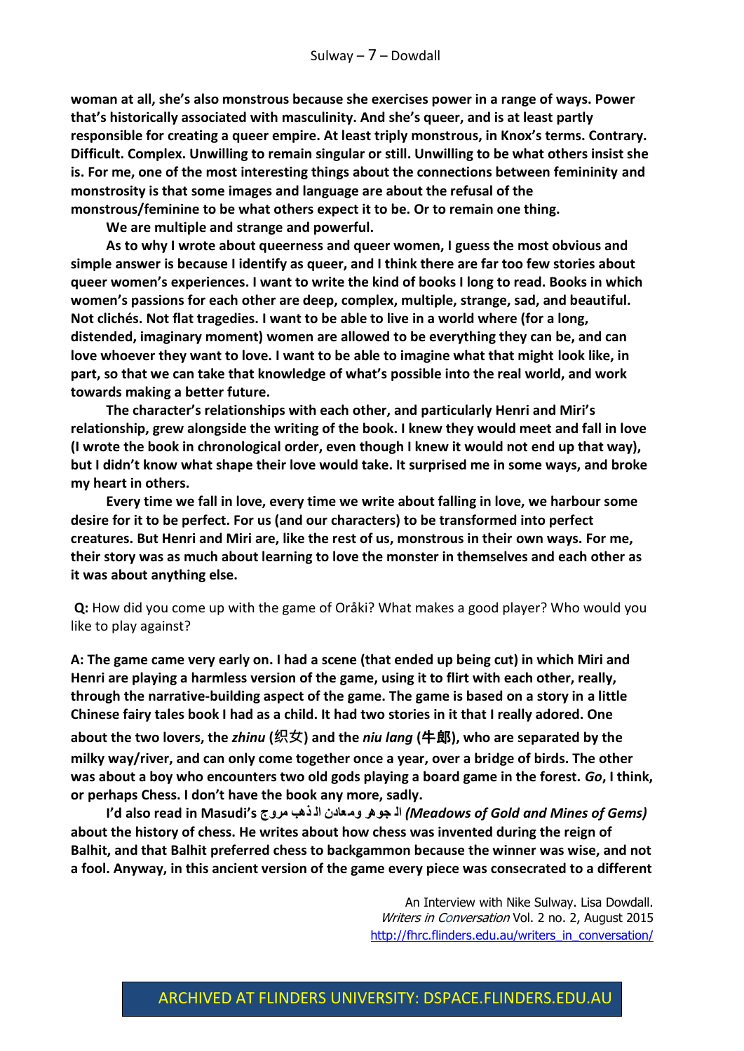**woman at all, she's also monstrous because she exercises power in a range of ways. Power that's historically associated with masculinity. And she's queer, and is at least partly responsible for creating a queer empire. At least triply monstrous, in Knox's terms. Contrary. Difficult. Complex. Unwilling to remain singular or still. Unwilling to be what others insist she is. For me, one of the most interesting things about the connections between femininity and monstrosity is that some images and language are about the refusal of the monstrous/feminine to be what others expect it to be. Or to remain one thing.**

**We are multiple and strange and powerful.**

**As to why I wrote about queerness and queer women, I guess the most obvious and simple answer is because I identify as queer, and I think there are far too few stories about queer women's experiences. I want to write the kind of books I long to read. Books in which women's passions for each other are deep, complex, multiple, strange, sad, and beautiful. Not clichés. Not flat tragedies. I want to be able to live in a world where (for a long, distended, imaginary moment) women are allowed to be everything they can be, and can love whoever they want to love. I want to be able to imagine what that might look like, in part, so that we can take that knowledge of what's possible into the real world, and work towards making a better future.**

**The character's relationships with each other, and particularly Henri and Miri's relationship, grew alongside the writing of the book. I knew they would meet and fall in love (I wrote the book in chronological order, even though I knew it would not end up that way), but I didn't know what shape their love would take. It surprised me in some ways, and broke my heart in others.**

**Every time we fall in love, every time we write about falling in love, we harbour some desire for it to be perfect. For us (and our characters) to be transformed into perfect creatures. But Henri and Miri are, like the rest of us, monstrous in their own ways. For me, their story was as much about learning to love the monster in themselves and each other as it was about anything else.**

**Q:** How did you come up with the game of Oråki? What makes a good player? Who would you like to play against?

**A: The game came very early on. I had a scene (that ended up being cut) in which Miri and Henri are playing a harmless version of the game, using it to flirt with each other, really, through the narrative-building aspect of the game. The game is based on a story in a little Chinese fairy tales book I had as a child. It had two stories in it that I really adored. One about the two lovers, the *zhinu* (织女) and the *niu lang* (牛郎), who are separated by the milky way/river, and can only come together once a year, over a bridge of birds. The other was about a boy who encounters two old gods playing a board game in the forest. *Go*, I think, or perhaps Chess. I don't have the book any more, sadly.**

**I'd also read in Masudi's مروج الذهب ومعادن الجوهر *(Meadows of Gold and Mines of Gems)* about the history of chess. He writes about how chess was invented during the reign of Balhit, and that Balhit preferred chess to backgammon because the winner was wise, and not a fool. Anyway, in this ancient version of the game every piece was consecrated to a different**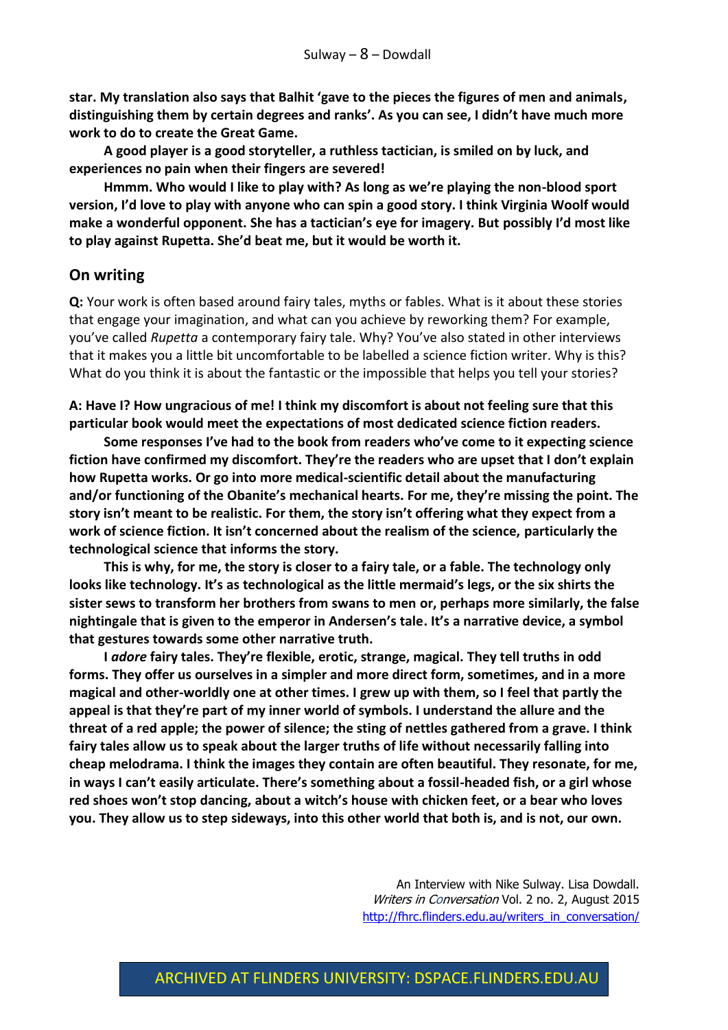**star. My translation also says that Balhit 'gave to the pieces the figures of men and animals, distinguishing them by certain degrees and ranks'. As you can see, I didn't have much more work to do to create the Great Game.**

**A good player is a good storyteller, a ruthless tactician, is smiled on by luck, and experiences no pain when their fingers are severed!**

**Hmmm. Who would I like to play with? As long as we're playing the non-blood sport version, I'd love to play with anyone who can spin a good story. I think Virginia Woolf would make a wonderful opponent. She has a tactician's eye for imagery. But possibly I'd most like to play against Rupetta. She'd beat me, but it would be worth it.**

## On writing

**Q:** Your work is often based around fairy tales, myths or fables. What is it about these stories that engage your imagination, and what can you achieve by reworking them? For example, you've called *Rupetta* a contemporary fairy tale. Why? You've also stated in other interviews that it makes you a little bit uncomfortable to be labelled a science fiction writer. Why is this? What do you think it is about the fantastic or the impossible that helps you tell your stories?

**A: Have I? How ungracious of me! I think my discomfort is about not feeling sure that this particular book would meet the expectations of most dedicated science fiction readers.**

**Some responses I've had to the book from readers who've come to it expecting science fiction have confirmed my discomfort. They're the readers who are upset that I don't explain how Rupetta works. Or go into more medical-scientific detail about the manufacturing and/or functioning of the Obanite's mechanical hearts. For me, they're missing the point. The story isn't meant to be realistic. For them, the story isn't offering what they expect from a work of science fiction. It isn't concerned about the realism of the science, particularly the technological science that informs the story.**

**This is why, for me, the story is closer to a fairy tale, or a fable. The technology only looks like technology. It's as technological as the little mermaid's legs, or the six shirts the sister sews to transform her brothers from swans to men or, perhaps more similarly, the false nightingale that is given to the emperor in Andersen's tale. It's a narrative device, a symbol that gestures towards some other narrative truth.**

**I *adore* fairy tales. They're flexible, erotic, strange, magical. They tell truths in odd forms. They offer us ourselves in a simpler and more direct form, sometimes, and in a more magical and other-worldly one at other times. I grew up with them, so I feel that partly the appeal is that they're part of my inner world of symbols. I understand the allure and the threat of a red apple; the power of silence; the sting of nettles gathered from a grave. I think fairy tales allow us to speak about the larger truths of life without necessarily falling into cheap melodrama. I think the images they contain are often beautiful. They resonate, for me, in ways I can't easily articulate. There's something about a fossil-headed fish, or a girl whose red shoes won't stop dancing, about a witch's house with chicken feet, or a bear who loves you. They allow us to step sideways, into this other world that both is, and is not, our own.**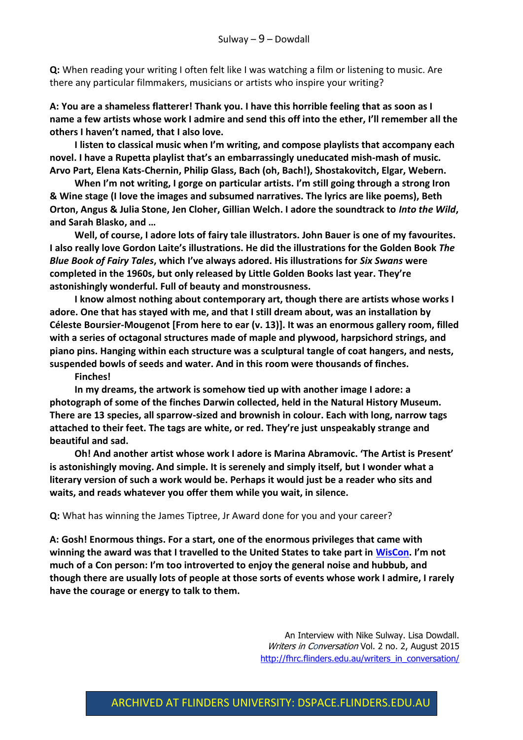**Q:** When reading your writing I often felt like I was watching a film or listening to music. Are there any particular filmmakers, musicians or artists who inspire your writing?

**A: You are a shameless flatterer! Thank you. I have this horrible feeling that as soon as I name a few artists whose work I admire and send this off into the ether, I'll remember all the others I haven't named, that I also love.**

**I listen to classical music when I'm writing, and compose playlists that accompany each novel. I have a Rupetta playlist that's an embarrassingly uneducated mish-mash of music. Arvo Part, Elena Kats-Chernin, Philip Glass, Bach (oh, Bach!), Shostakovitch, Elgar, Webern.**

**When I'm not writing, I gorge on particular artists. I'm still going through a strong Iron & Wine stage (I love the images and subsumed narratives. The lyrics are like poems), Beth Orton, Angus & Julia Stone, Jen Cloher, Gillian Welch. I adore the soundtrack to *Into the Wild*, and Sarah Blasko, and …**

**Well, of course, I adore lots of fairy tale illustrators. John Bauer is one of my favourites. I also really love Gordon Laite's illustrations. He did the illustrations for the Golden Book *The Blue Book of Fairy Tales*, which I've always adored. His illustrations for *Six Swans* were completed in the 1960s, but only released by Little Golden Books last year. They're astonishingly wonderful. Full of beauty and monstrousness.**

**I know almost nothing about contemporary art, though there are artists whose works I adore. One that has stayed with me, and that I still dream about, was an installation by Céleste Boursier-Mougenot [From here to ear (v. 13)]. It was an enormous gallery room, filled with a series of octagonal structures made of maple and plywood, harpsichord strings, and piano pins. Hanging within each structure was a sculptural tangle of coat hangers, and nests, suspended bowls of seeds and water. And in this room were thousands of finches.**

**Finches!**

**In my dreams, the artwork is somehow tied up with another image I adore: a photograph of some of the finches Darwin collected, held in the Natural History Museum. There are 13 species, all sparrow-sized and brownish in colour. Each with long, narrow tags attached to their feet. The tags are white, or red. They're just unspeakably strange and beautiful and sad.**

**Oh! And another artist whose work I adore is Marina Abramovic. 'The Artist is Present' is astonishingly moving. And simple. It is serenely and simply itself, but I wonder what a literary version of such a work would be. Perhaps it would just be a reader who sits and waits, and reads whatever you offer them while you wait, in silence.**

**Q:** What has winning the James Tiptree, Jr Award done for you and your career?

**A: Gosh! Enormous things. For a start, one of the enormous privileges that came with winning the award was that I travelled to the United States to take part in WisCon. I'm not much of a Con person: I'm too introverted to enjoy the general noise and hubbub, and though there are usually lots of people at those sorts of events whose work I admire, I rarely have the courage or energy to talk to them.**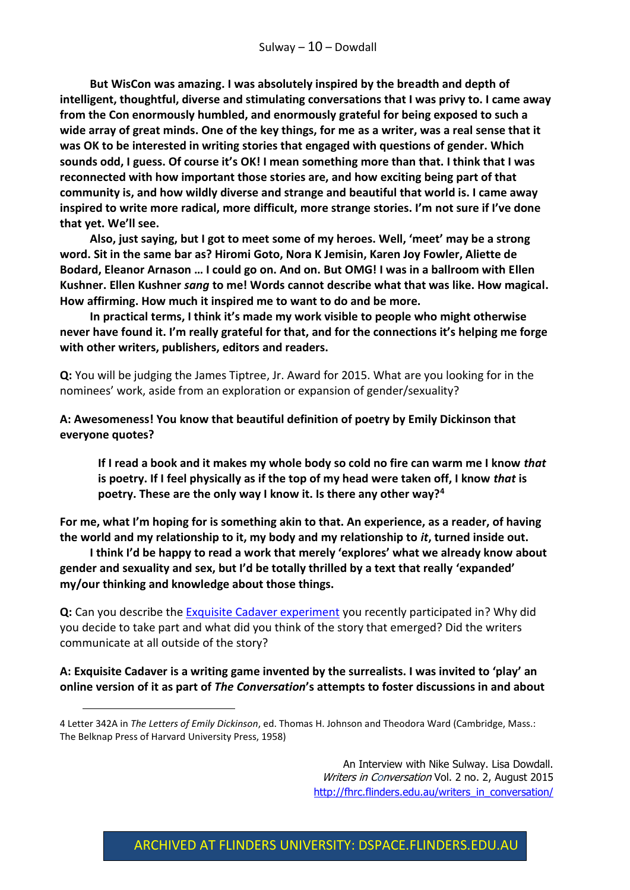**But WisCon was amazing. I was absolutely inspired by the breadth and depth of intelligent, thoughtful, diverse and stimulating conversations that I was privy to. I came away from the Con enormously humbled, and enormously grateful for being exposed to such a wide array of great minds. One of the key things, for me as a writer, was a real sense that it was OK to be interested in writing stories that engaged with questions of gender. Which sounds odd, I guess. Of course it's OK! I mean something more than that. I think that I was reconnected with how important those stories are, and how exciting being part of that community is, and how wildly diverse and strange and beautiful that world is. I came away inspired to write more radical, more difficult, more strange stories. I'm not sure if I've done that yet. We'll see.**

**Also, just saying, but I got to meet some of my heroes. Well, 'meet' may be a strong word. Sit in the same bar as? Hiromi Goto, Nora K Jemisin, Karen Joy Fowler, Aliette de Bodard, Eleanor Arnason … I could go on. And on. But OMG! I was in a ballroom with Ellen Kushner. Ellen Kushner *sang* to me! Words cannot describe what that was like. How magical. How affirming. How much it inspired me to want to do and be more.**

**In practical terms, I think it's made my work visible to people who might otherwise never have found it. I'm really grateful for that, and for the connections it's helping me forge with other writers, publishers, editors and readers.**

**Q:** You will be judging the James Tiptree, Jr. Award for 2015. What are you looking for in the nominees' work, aside from an exploration or expansion of gender/sexuality?

**A: Awesomeness! You know that beautiful definition of poetry by Emily Dickinson that everyone quotes?**

> **If I read a book and it makes my whole body so cold no fire can warm me I know *that* is poetry. If I feel physically as if the top of my head were taken off, I know *that* is poetry. These are the only way I know it. Is there any other way?[4]**

**For me, what I'm hoping for is something akin to that. An experience, as a reader, of having the world and my relationship to it, my body and my relationship to *it*, turned inside out.**

**I think I'd be happy to read a work that merely 'explores' what we already know about gender and sexuality and sex, but I'd be totally thrilled by a text that really 'expanded' my/our thinking and knowledge about those things.**

**Q:** Can you describe the Exquisite Cadaver experiment you recently participated in? Why did you decide to take part and what did you think of the story that emerged? Did the writers communicate at all outside of the story?

**A: Exquisite Cadaver is a writing game invented by the surrealists. I was invited to 'play' an online version of it as part of *The Conversation*'s attempts to foster discussions in and about**

---

4 Letter 342A in *The Letters of Emily Dickinson*, ed. Thomas H. Johnson and Theodora Ward (Cambridge, Mass.: The Belknap Press of Harvard University Press, 1958)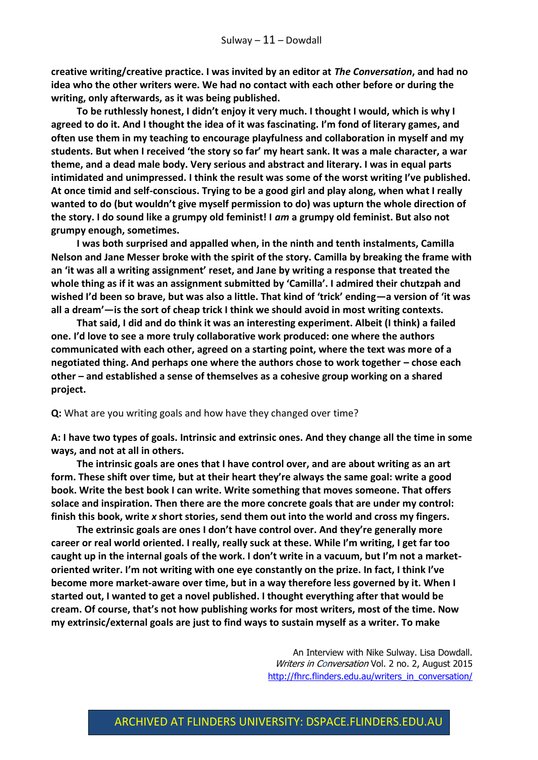**creative writing/creative practice. I was invited by an editor at *The Conversation*, and had no idea who the other writers were. We had no contact with each other before or during the writing, only afterwards, as it was being published.**

**To be ruthlessly honest, I didn't enjoy it very much. I thought I would, which is why I agreed to do it. And I thought the idea of it was fascinating. I'm fond of literary games, and often use them in my teaching to encourage playfulness and collaboration in myself and my students. But when I received 'the story so far' my heart sank. It was a male character, a war theme, and a dead male body. Very serious and abstract and literary. I was in equal parts intimidated and unimpressed. I think the result was some of the worst writing I've published. At once timid and self-conscious. Trying to be a good girl and play along, when what I really wanted to do (but wouldn't give myself permission to do) was upturn the whole direction of the story. I do sound like a grumpy old feminist! I *am* a grumpy old feminist. But also not grumpy enough, sometimes.**

**I was both surprised and appalled when, in the ninth and tenth instalments, Camilla Nelson and Jane Messer broke with the spirit of the story. Camilla by breaking the frame with an 'it was all a writing assignment' reset, and Jane by writing a response that treated the whole thing as if it was an assignment submitted by 'Camilla'. I admired their chutzpah and wished I'd been so brave, but was also a little. That kind of 'trick' ending—a version of 'it was all a dream'—is the sort of cheap trick I think we should avoid in most writing contexts.**

**That said, I did and do think it was an interesting experiment. Albeit (I think) a failed one. I'd love to see a more truly collaborative work produced: one where the authors communicated with each other, agreed on a starting point, where the text was more of a negotiated thing. And perhaps one where the authors chose to work together – chose each other – and established a sense of themselves as a cohesive group working on a shared project.**

**Q:** What are you writing goals and how have they changed over time?

**A: I have two types of goals. Intrinsic and extrinsic ones. And they change all the time in some ways, and not at all in others.**

**The intrinsic goals are ones that I have control over, and are about writing as an art form. These shift over time, but at their heart they're always the same goal: write a good book. Write the best book I can write. Write something that moves someone. That offers solace and inspiration. Then there are the more concrete goals that are under my control: finish this book, write *x* short stories, send them out into the world and cross my fingers.**

**The extrinsic goals are ones I don't have control over. And they're generally more career or real world oriented. I really, really suck at these. While I'm writing, I get far too caught up in the internal goals of the work. I don't write in a vacuum, but I'm not a market-oriented writer. I'm not writing with one eye constantly on the prize. In fact, I think I've become more market-aware over time, but in a way therefore less governed by it. When I started out, I wanted to get a novel published. I thought everything after that would be cream. Of course, that's not how publishing works for most writers, most of the time. Now my extrinsic/external goals are just to find ways to sustain myself as a writer. To make**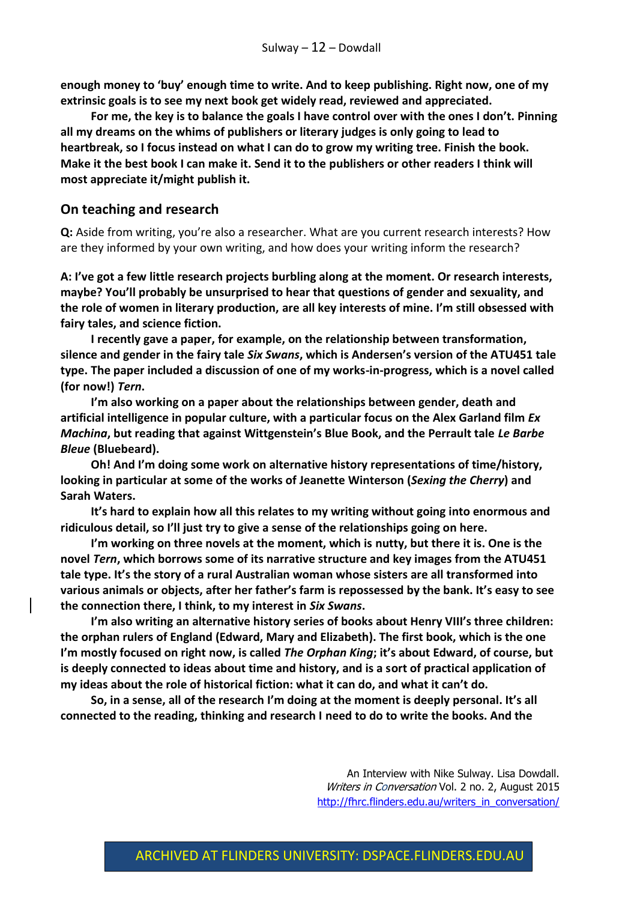**enough money to 'buy' enough time to write. And to keep publishing. Right now, one of my extrinsic goals is to see my next book get widely read, reviewed and appreciated.**

**For me, the key is to balance the goals I have control over with the ones I don't. Pinning all my dreams on the whims of publishers or literary judges is only going to lead to heartbreak, so I focus instead on what I can do to grow my writing tree. Finish the book. Make it the best book I can make it. Send it to the publishers or other readers I think will most appreciate it/might publish it.**

## On teaching and research

**Q:** Aside from writing, you're also a researcher. What are you current research interests? How are they informed by your own writing, and how does your writing inform the research?

**A: I've got a few little research projects burbling along at the moment. Or research interests, maybe? You'll probably be unsurprised to hear that questions of gender and sexuality, and the role of women in literary production, are all key interests of mine. I'm still obsessed with fairy tales, and science fiction.**

**I recently gave a paper, for example, on the relationship between transformation, silence and gender in the fairy tale *Six Swans*, which is Andersen's version of the ATU451 tale type. The paper included a discussion of one of my works-in-progress, which is a novel called (for now!) *Tern*.**

**I'm also working on a paper about the relationships between gender, death and artificial intelligence in popular culture, with a particular focus on the Alex Garland film *Ex Machina*, but reading that against Wittgenstein's Blue Book, and the Perrault tale *Le Barbe Bleue* (Bluebeard).**

**Oh! And I'm doing some work on alternative history representations of time/history, looking in particular at some of the works of Jeanette Winterson (*Sexing the Cherry*) and Sarah Waters.**

**It's hard to explain how all this relates to my writing without going into enormous and ridiculous detail, so I'll just try to give a sense of the relationships going on here.**

**I'm working on three novels at the moment, which is nutty, but there it is. One is the novel *Tern*, which borrows some of its narrative structure and key images from the ATU451 tale type. It's the story of a rural Australian woman whose sisters are all transformed into various animals or objects, after her father's farm is repossessed by the bank. It's easy to see the connection there, I think, to my interest in *Six Swans*.**

**I'm also writing an alternative history series of books about Henry VIII's three children: the orphan rulers of England (Edward, Mary and Elizabeth). The first book, which is the one I'm mostly focused on right now, is called *The Orphan King*; it's about Edward, of course, but is deeply connected to ideas about time and history, and is a sort of practical application of my ideas about the role of historical fiction: what it can do, and what it can't do.**

**So, in a sense, all of the research I'm doing at the moment is deeply personal. It's all connected to the reading, thinking and research I need to do to write the books. And the**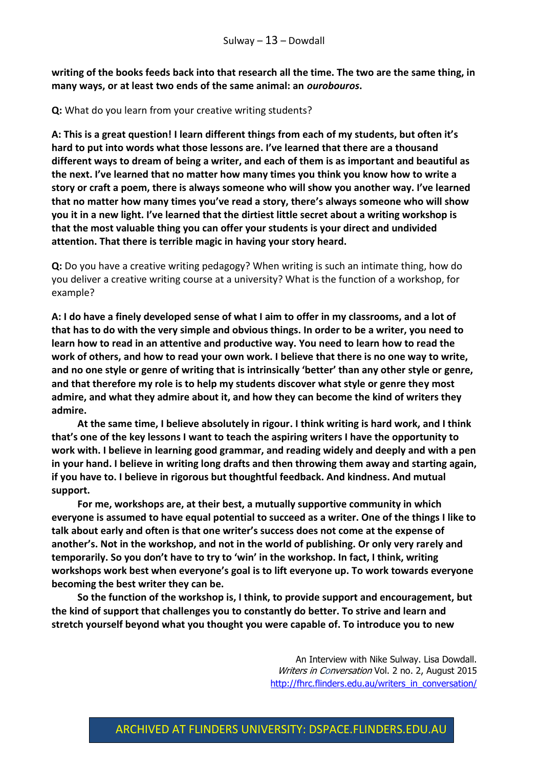**writing of the books feeds back into that research all the time. The two are the same thing, in many ways, or at least two ends of the same animal: an *ourobouros*.**

**Q:** What do you learn from your creative writing students?

**A: This is a great question! I learn different things from each of my students, but often it's hard to put into words what those lessons are. I've learned that there are a thousand different ways to dream of being a writer, and each of them is as important and beautiful as the next. I've learned that no matter how many times you think you know how to write a story or craft a poem, there is always someone who will show you another way. I've learned that no matter how many times you've read a story, there's always someone who will show you it in a new light. I've learned that the dirtiest little secret about a writing workshop is that the most valuable thing you can offer your students is your direct and undivided attention. That there is terrible magic in having your story heard.**

**Q:** Do you have a creative writing pedagogy? When writing is such an intimate thing, how do you deliver a creative writing course at a university? What is the function of a workshop, for example?

**A: I do have a finely developed sense of what I aim to offer in my classrooms, and a lot of that has to do with the very simple and obvious things. In order to be a writer, you need to learn how to read in an attentive and productive way. You need to learn how to read the work of others, and how to read your own work. I believe that there is no one way to write, and no one style or genre of writing that is intrinsically 'better' than any other style or genre, and that therefore my role is to help my students discover what style or genre they most admire, and what they admire about it, and how they can become the kind of writers they admire.**

**At the same time, I believe absolutely in rigour. I think writing is hard work, and I think that's one of the key lessons I want to teach the aspiring writers I have the opportunity to work with. I believe in learning good grammar, and reading widely and deeply and with a pen in your hand. I believe in writing long drafts and then throwing them away and starting again, if you have to. I believe in rigorous but thoughtful feedback. And kindness. And mutual support.**

**For me, workshops are, at their best, a mutually supportive community in which everyone is assumed to have equal potential to succeed as a writer. One of the things I like to talk about early and often is that one writer's success does not come at the expense of another's. Not in the workshop, and not in the world of publishing. Or only very rarely and temporarily. So you don't have to try to 'win' in the workshop. In fact, I think, writing workshops work best when everyone's goal is to lift everyone up. To work towards everyone becoming the best writer they can be.**

**So the function of the workshop is, I think, to provide support and encouragement, but the kind of support that challenges you to constantly do better. To strive and learn and stretch yourself beyond what you thought you were capable of. To introduce you to new**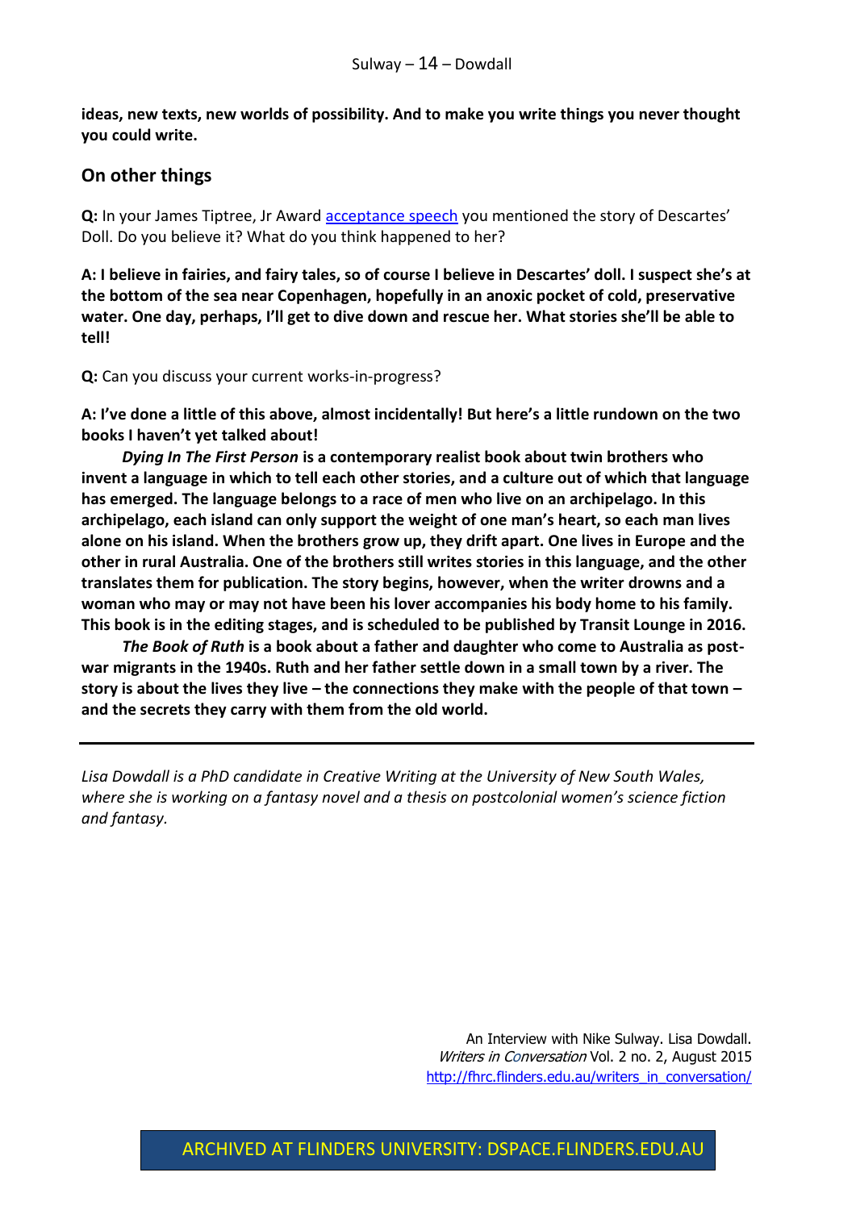**ideas, new texts, new worlds of possibility. And to make you write things you never thought you could write.**

## On other things

**Q:** In your James Tiptree, Jr Award acceptance speech you mentioned the story of Descartes' Doll. Do you believe it? What do you think happened to her?

**A: I believe in fairies, and fairy tales, so of course I believe in Descartes' doll. I suspect she's at the bottom of the sea near Copenhagen, hopefully in an anoxic pocket of cold, preservative water. One day, perhaps, I'll get to dive down and rescue her. What stories she'll be able to tell!**

**Q:** Can you discuss your current works-in-progress?

**A: I've done a little of this above, almost incidentally! But here's a little rundown on the two books I haven't yet talked about!**

***Dying In The First Person* is a contemporary realist book about twin brothers who invent a language in which to tell each other stories, and a culture out of which that language has emerged. The language belongs to a race of men who live on an archipelago. In this archipelago, each island can only support the weight of one man's heart, so each man lives alone on his island. When the brothers grow up, they drift apart. One lives in Europe and the other in rural Australia. One of the brothers still writes stories in this language, and the other translates them for publication. The story begins, however, when the writer drowns and a woman who may or may not have been his lover accompanies his body home to his family. This book is in the editing stages, and is scheduled to be published by Transit Lounge in 2016.**

***The Book of Ruth* is a book about a father and daughter who come to Australia as post-war migrants in the 1940s. Ruth and her father settle down in a small town by a river. The story is about the lives they live – the connections they make with the people of that town – and the secrets they carry with them from the old world.**

---

*Lisa Dowdall is a PhD candidate in Creative Writing at the University of New South Wales, where she is working on a fantasy novel and a thesis on postcolonial women's science fiction and fantasy.*